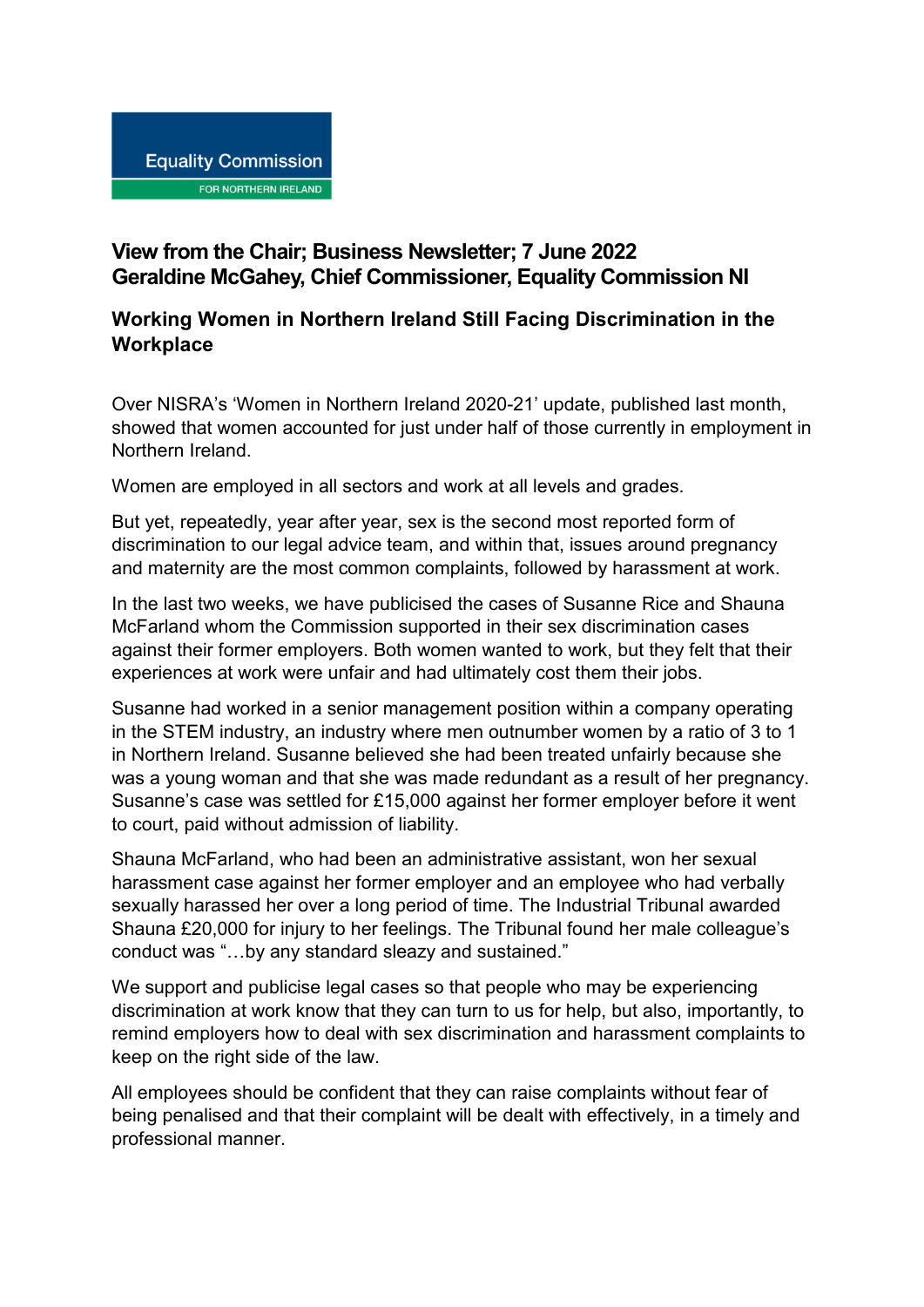Equality Commission

FOR NORTHERN IRELAND

**View from the Chair; Business Newsletter; 7 June 2022**
**Geraldine McGahey, Chief Commissioner, Equality Commission NI**

## Working Women in Northern Ireland Still Facing Discrimination in the Workplace

Over NISRA's 'Women in Northern Ireland 2020-21' update, published last month, showed that women accounted for just under half of those currently in employment in Northern Ireland.

Women are employed in all sectors and work at all levels and grades.

But yet, repeatedly, year after year, sex is the second most reported form of discrimination to our legal advice team, and within that, issues around pregnancy and maternity are the most common complaints, followed by harassment at work.

In the last two weeks, we have publicised the cases of Susanne Rice and Shauna McFarland whom the Commission supported in their sex discrimination cases against their former employers. Both women wanted to work, but they felt that their experiences at work were unfair and had ultimately cost them their jobs.

Susanne had worked in a senior management position within a company operating in the STEM industry, an industry where men outnumber women by a ratio of 3 to 1 in Northern Ireland. Susanne believed she had been treated unfairly because she was a young woman and that she was made redundant as a result of her pregnancy. Susanne's case was settled for £15,000 against her former employer before it went to court, paid without admission of liability.

Shauna McFarland, who had been an administrative assistant, won her sexual harassment case against her former employer and an employee who had verbally sexually harassed her over a long period of time. The Industrial Tribunal awarded Shauna £20,000 for injury to her feelings. The Tribunal found her male colleague's conduct was "…by any standard sleazy and sustained."

We support and publicise legal cases so that people who may be experiencing discrimination at work know that they can turn to us for help, but also, importantly, to remind employers how to deal with sex discrimination and harassment complaints to keep on the right side of the law.

All employees should be confident that they can raise complaints without fear of being penalised and that their complaint will be dealt with effectively, in a timely and professional manner.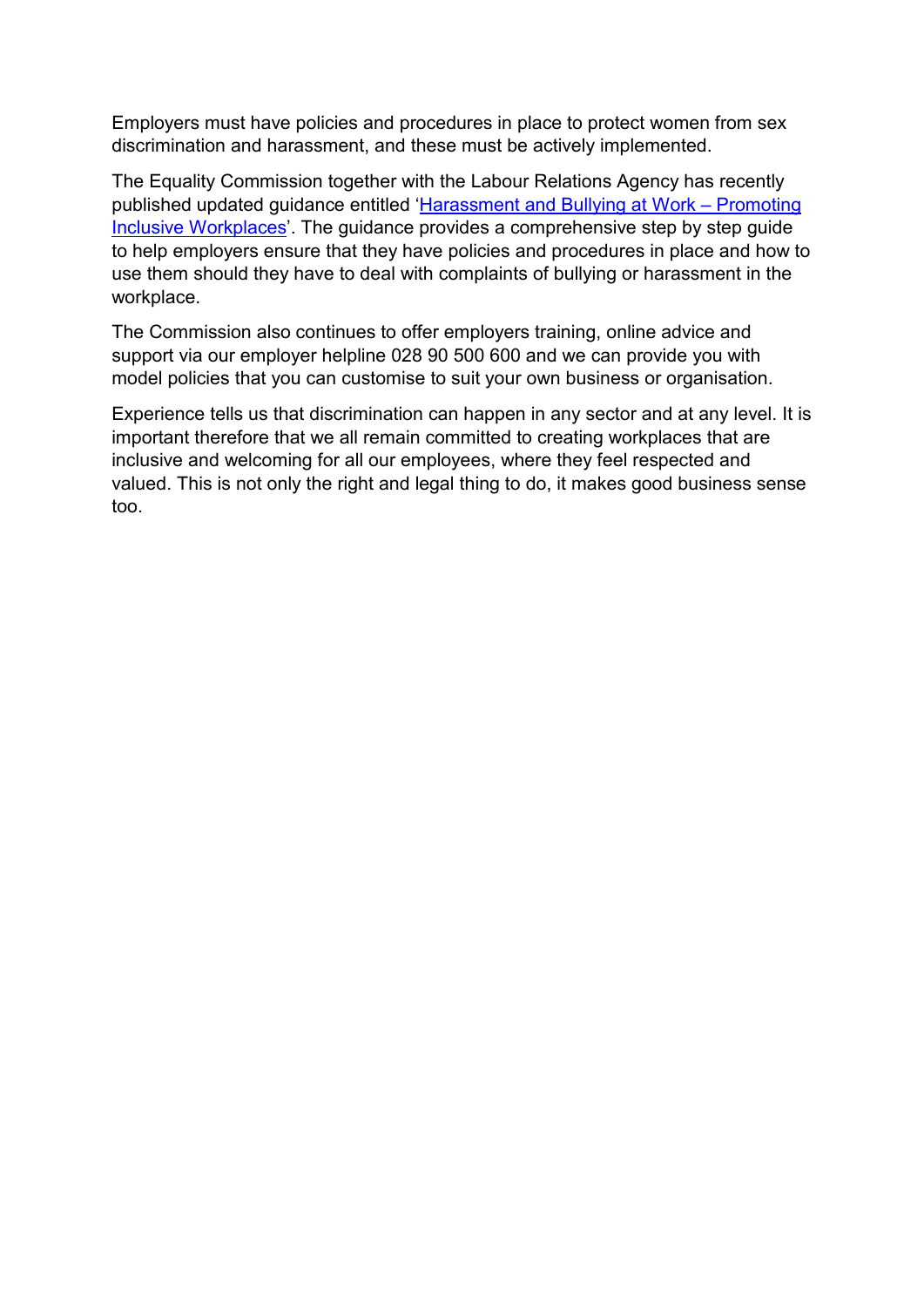Employers must have policies and procedures in place to protect women from sex discrimination and harassment, and these must be actively implemented.

The Equality Commission together with the Labour Relations Agency has recently published updated guidance entitled '[Harassment and Bullying at Work – Promoting Inclusive Workplaces]'. The guidance provides a comprehensive step by step guide to help employers ensure that they have policies and procedures in place and how to use them should they have to deal with complaints of bullying or harassment in the workplace.

The Commission also continues to offer employers training, online advice and support via our employer helpline 028 90 500 600 and we can provide you with model policies that you can customise to suit your own business or organisation.

Experience tells us that discrimination can happen in any sector and at any level. It is important therefore that we all remain committed to creating workplaces that are inclusive and welcoming for all our employees, where they feel respected and valued. This is not only the right and legal thing to do, it makes good business sense too.